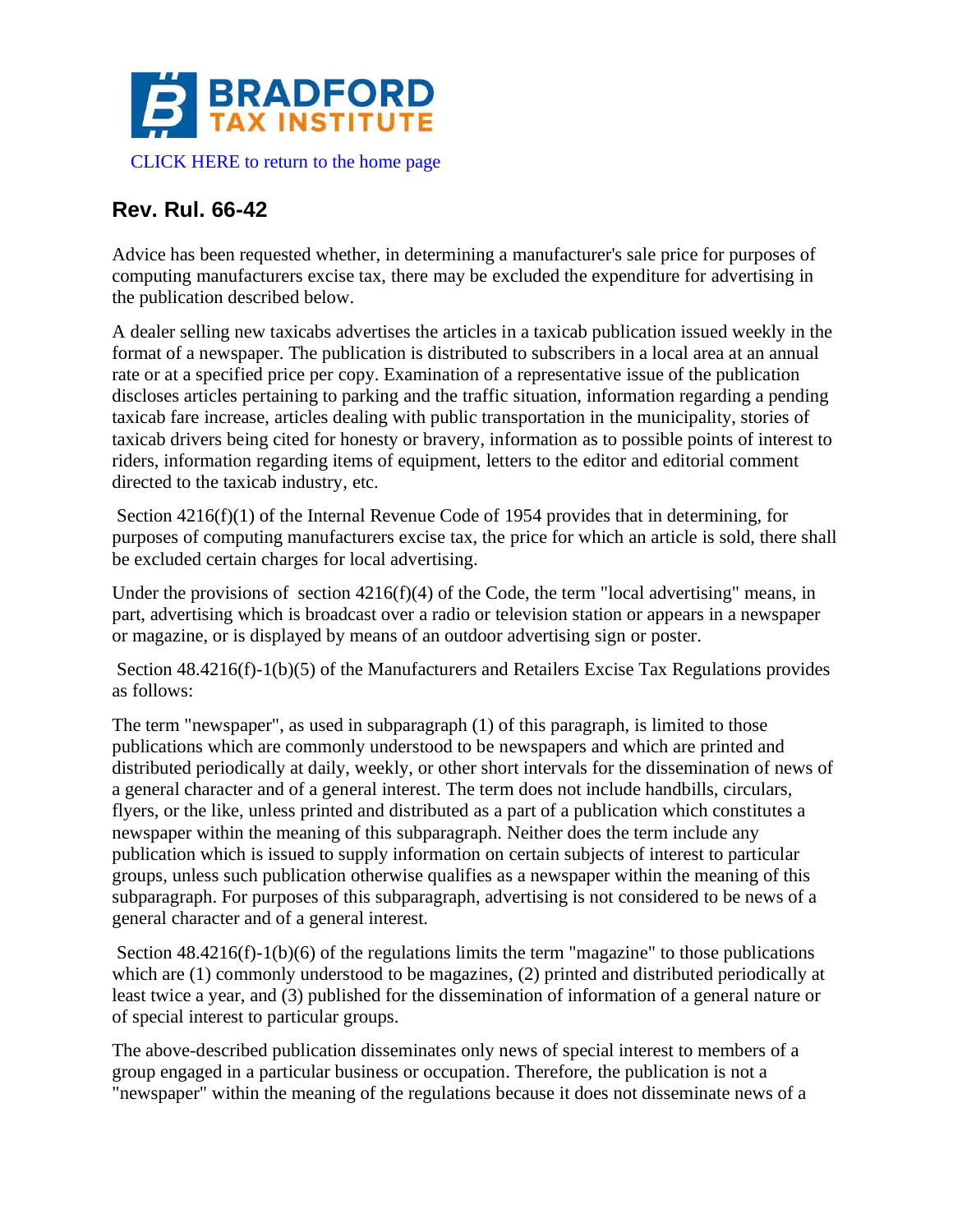CLICK HERE to return to the home page

## Rev. Rul. 66-42

Advice has been requested whether, in determining a manufacturer's sale price for purposes of computing manufacturers excise tax, there may be excluded the expenditure for advertising in the publication described below.

A dealer selling new taxicabs advertises the articles in a taxicab publication issued weekly in the format of a newspaper. The publication is distributed to subscribers in a local area at an annual rate or at a specified price per copy. Examination of a representative issue of the publication discloses articles pertaining to parking and the traffic situation, information regarding a pending taxicab fare increase, articles dealing with public transportation in the municipality, stories of taxicab drivers being cited for honesty or bravery, information as to possible points of interest to riders, information regarding items of equipment, letters to the editor and editorial comment directed to the taxicab industry, etc.

Section 4216(f)(1) of the Internal Revenue Code of 1954 provides that in determining, for purposes of computing manufacturers excise tax, the price for which an article is sold, there shall be excluded certain charges for local advertising.

Under the provisions of section 4216(f)(4) of the Code, the term "local advertising" means, in part, advertising which is broadcast over a radio or television station or appears in a newspaper or magazine, or is displayed by means of an outdoor advertising sign or poster.

Section 48.4216(f)-1(b)(5) of the Manufacturers and Retailers Excise Tax Regulations provides as follows:

The term "newspaper", as used in subparagraph (1) of this paragraph, is limited to those publications which are commonly understood to be newspapers and which are printed and distributed periodically at daily, weekly, or other short intervals for the dissemination of news of a general character and of a general interest. The term does not include handbills, circulars, flyers, or the like, unless printed and distributed as a part of a publication which constitutes a newspaper within the meaning of this subparagraph. Neither does the term include any publication which is issued to supply information on certain subjects of interest to particular groups, unless such publication otherwise qualifies as a newspaper within the meaning of this subparagraph. For purposes of this subparagraph, advertising is not considered to be news of a general character and of a general interest.

Section 48.4216(f)-1(b)(6) of the regulations limits the term "magazine" to those publications which are (1) commonly understood to be magazines, (2) printed and distributed periodically at least twice a year, and (3) published for the dissemination of information of a general nature or of special interest to particular groups.

The above-described publication disseminates only news of special interest to members of a group engaged in a particular business or occupation. Therefore, the publication is not a "newspaper" within the meaning of the regulations because it does not disseminate news of a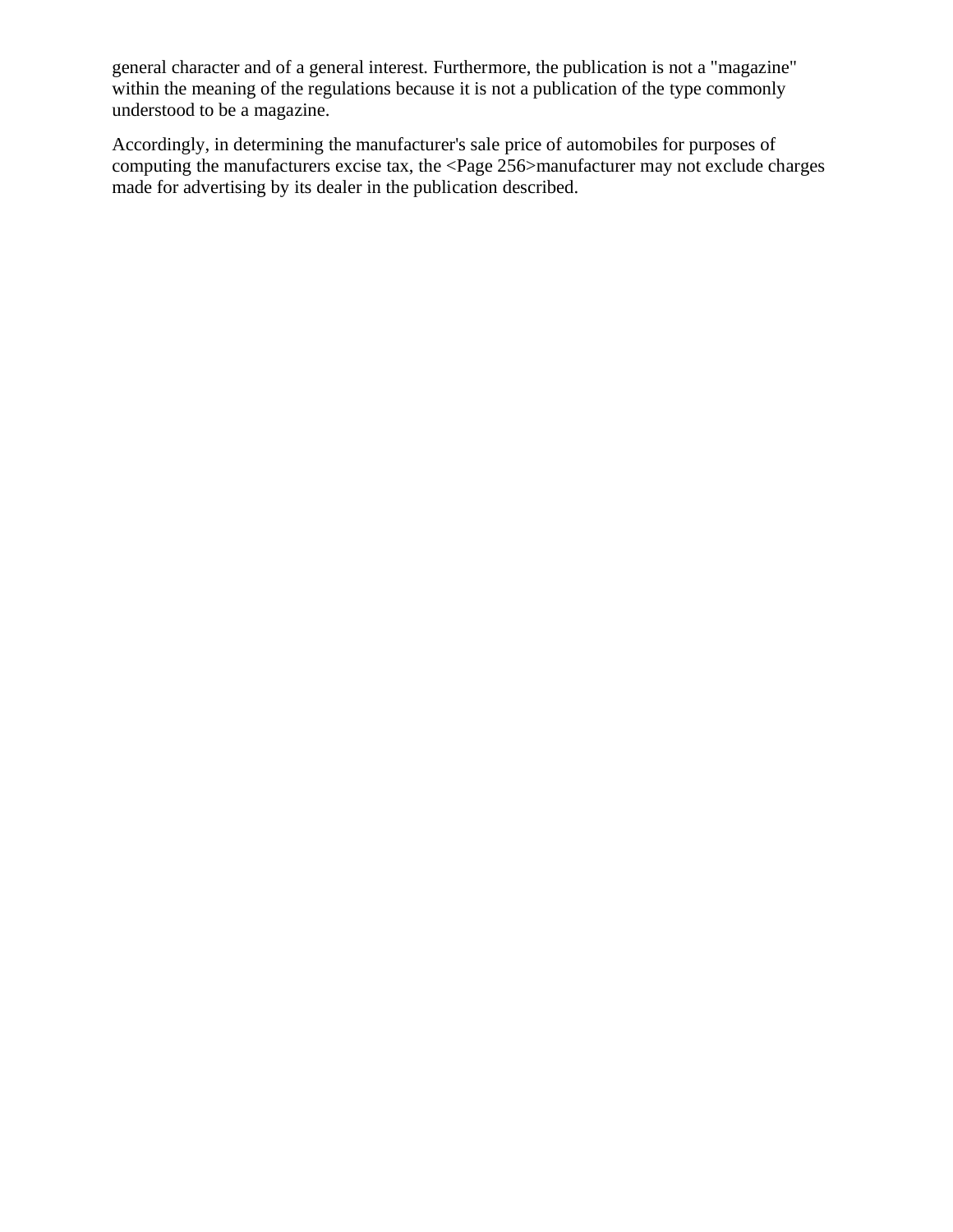general character and of a general interest. Furthermore, the publication is not a "magazine" within the meaning of the regulations because it is not a publication of the type commonly understood to be a magazine.

Accordingly, in determining the manufacturer's sale price of automobiles for purposes of computing the manufacturers excise tax, the <Page 256>manufacturer may not exclude charges made for advertising by its dealer in the publication described.